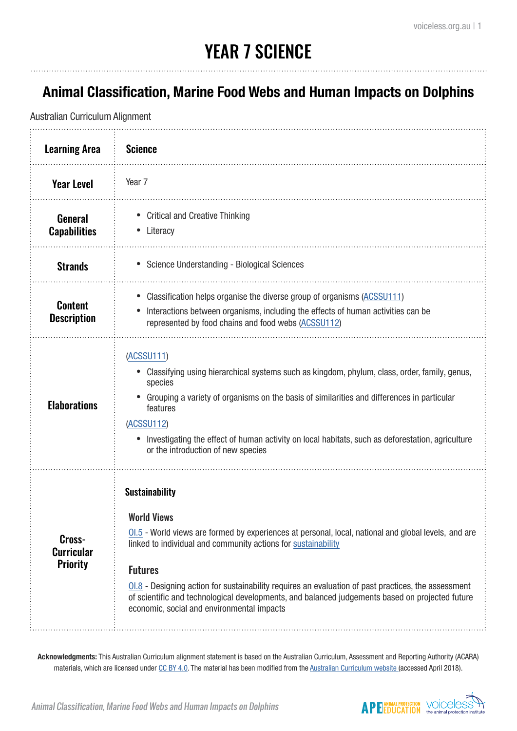# YEAR 7 SCIENCE

## Animal Classification, Marine Food Webs and Human Impacts on Dolphins

Australian Curriculum Alignment

| **Learning Area** | **Science** |
|---|---|
| **Year Level** | Year 7 |
| **General Capabilities** | • Critical and Creative Thinking<br>• Literacy |
| **Strands** | • Science Understanding - Biological Sciences |
| **Content Description** | • Classification helps organise the diverse group of organisms (ACSSU111)<br>• Interactions between organisms, including the effects of human activities can be represented by food chains and food webs (ACSSU112) |
| **Elaborations** | (ACSSU111)<br>• Classifying using hierarchical systems such as kingdom, phylum, class, order, family, genus, species<br>• Grouping a variety of organisms on the basis of similarities and differences in particular features<br>(ACSSU112)<br>• Investigating the effect of human activity on local habitats, such as deforestation, agriculture or the introduction of new species |
| **Cross-Curricular Priority** | **Sustainability**<br><br>**World Views**<br>OI.5 - World views are formed by experiences at personal, local, national and global levels, and are linked to individual and community actions for sustainability<br><br>**Futures**<br>OI.8 - Designing action for sustainability requires an evaluation of past practices, the assessment of scientific and technological developments, and balanced judgements based on projected future economic, social and environmental impacts |

**Acknowledgments:** This Australian Curriculum alignment statement is based on the Australian Curriculum, Assessment and Reporting Authority (ACARA) materials, which are licensed under CC BY 4.0. The material has been modified from the Australian Curriculum website (accessed April 2018).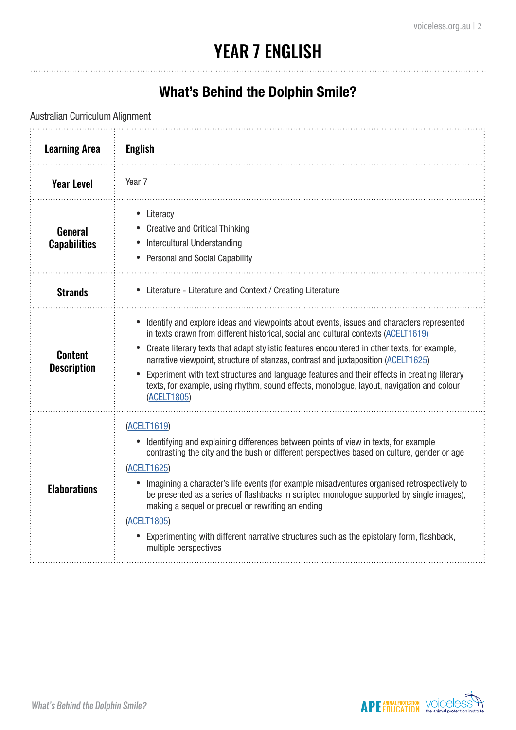# YEAR 7 ENGLISH

## What's Behind the Dolphin Smile?

Australian Curriculum Alignment

| | |
|---|---|
| **Learning Area** | **English** |
| **Year Level** | Year 7 |
| **General Capabilities** | • Literacy<br>• Creative and Critical Thinking<br>• Intercultural Understanding<br>• Personal and Social Capability |
| **Strands** | • Literature - Literature and Context / Creating Literature |
| **Content Description** | • Identify and explore ideas and viewpoints about events, issues and characters represented in texts drawn from different historical, social and cultural contexts (ACELT1619)<br>• Create literary texts that adapt stylistic features encountered in other texts, for example, narrative viewpoint, structure of stanzas, contrast and juxtaposition (ACELT1625)<br>• Experiment with text structures and language features and their effects in creating literary texts, for example, using rhythm, sound effects, monologue, layout, navigation and colour (ACELT1805) |
| **Elaborations** | (ACELT1619)<br>• Identifying and explaining differences between points of view in texts, for example contrasting the city and the bush or different perspectives based on culture, gender or age<br>(ACELT1625)<br>• Imagining a character's life events (for example misadventures organised retrospectively to be presented as a series of flashbacks in scripted monologue supported by single images), making a sequel or prequel or rewriting an ending<br>(ACELT1805)<br>• Experimenting with different narrative structures such as the epistolary form, flashback, multiple perspectives |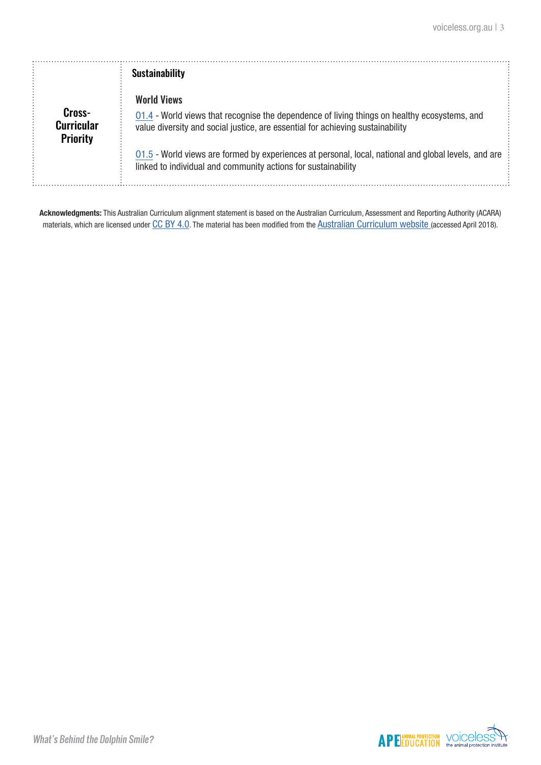| **Cross-Curricular Priority** | **Sustainability**<br><br>**World Views**<br><br>[01.4] - World views that recognise the dependence of living things on healthy ecosystems, and value diversity and social justice, are essential for achieving sustainability<br><br>[01.5] - World views are formed by experiences at personal, local, national and global levels, and are linked to individual and community actions for sustainability |
|---|---|

**Acknowledgments:** This Australian Curriculum alignment statement is based on the Australian Curriculum, Assessment and Reporting Authority (ACARA) materials, which are licensed under CC BY 4.0. The material has been modified from the Australian Curriculum website (accessed April 2018).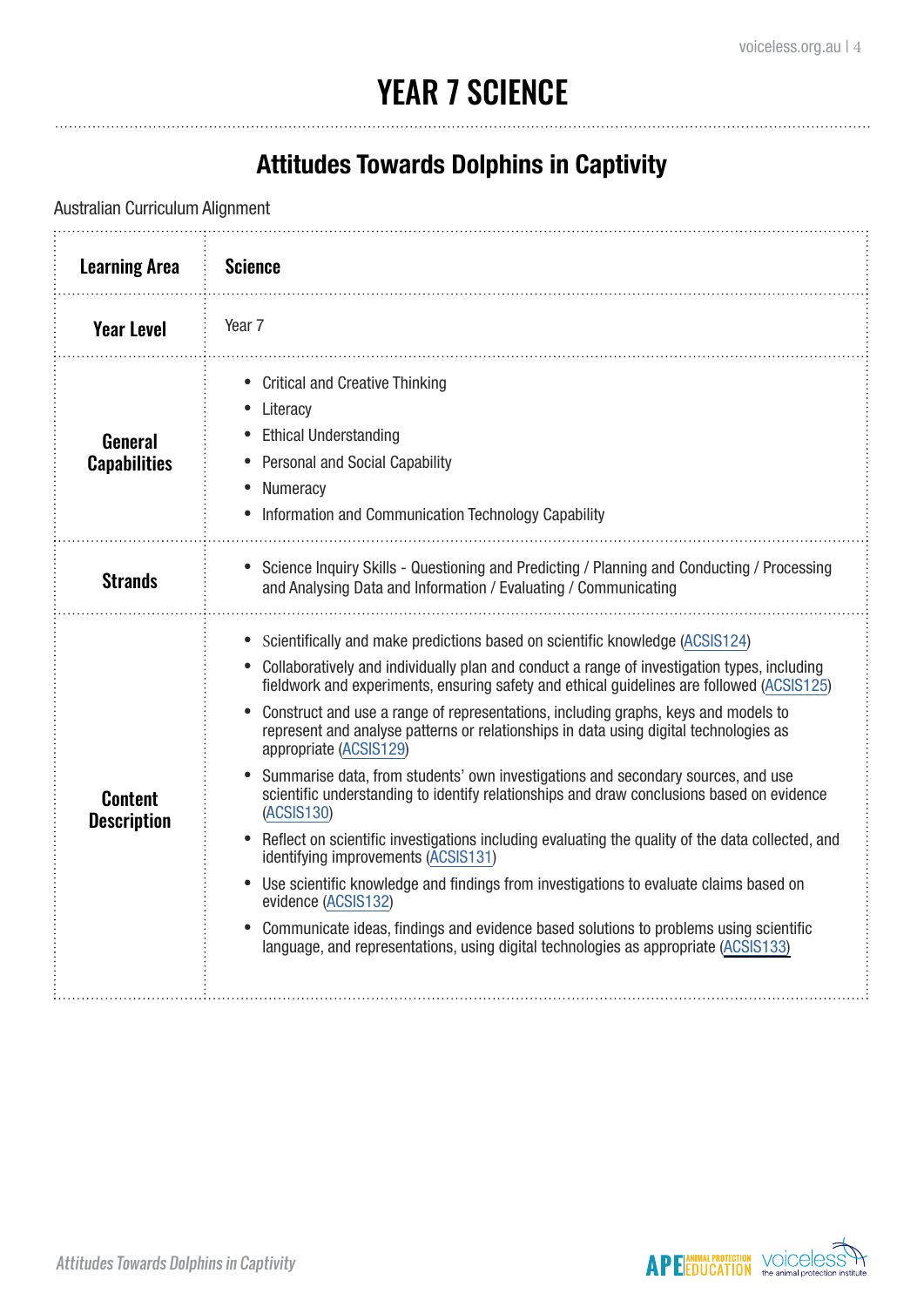# YEAR 7 SCIENCE

## Attitudes Towards Dolphins in Captivity

Australian Curriculum Alignment

| **Learning Area** | **Science** |
|---|---|
| **Year Level** | Year 7 |
| **General Capabilities** | • Critical and Creative Thinking<br>• Literacy<br>• Ethical Understanding<br>• Personal and Social Capability<br>• Numeracy<br>• Information and Communication Technology Capability |
| **Strands** | • Science Inquiry Skills - Questioning and Predicting / Planning and Conducting / Processing and Analysing Data and Information / Evaluating / Communicating |
| **Content Description** | • Scientifically and make predictions based on scientific knowledge (ACSIS124)<br>• Collaboratively and individually plan and conduct a range of investigation types, including fieldwork and experiments, ensuring safety and ethical guidelines are followed (ACSIS125)<br>• Construct and use a range of representations, including graphs, keys and models to represent and analyse patterns or relationships in data using digital technologies as appropriate (ACSIS129)<br>• Summarise data, from students' own investigations and secondary sources, and use scientific understanding to identify relationships and draw conclusions based on evidence (ACSIS130)<br>• Reflect on scientific investigations including evaluating the quality of the data collected, and identifying improvements (ACSIS131)<br>• Use scientific knowledge and findings from investigations to evaluate claims based on evidence (ACSIS132)<br>• Communicate ideas, findings and evidence based solutions to problems using scientific language, and representations, using digital technologies as appropriate (ACSIS133) |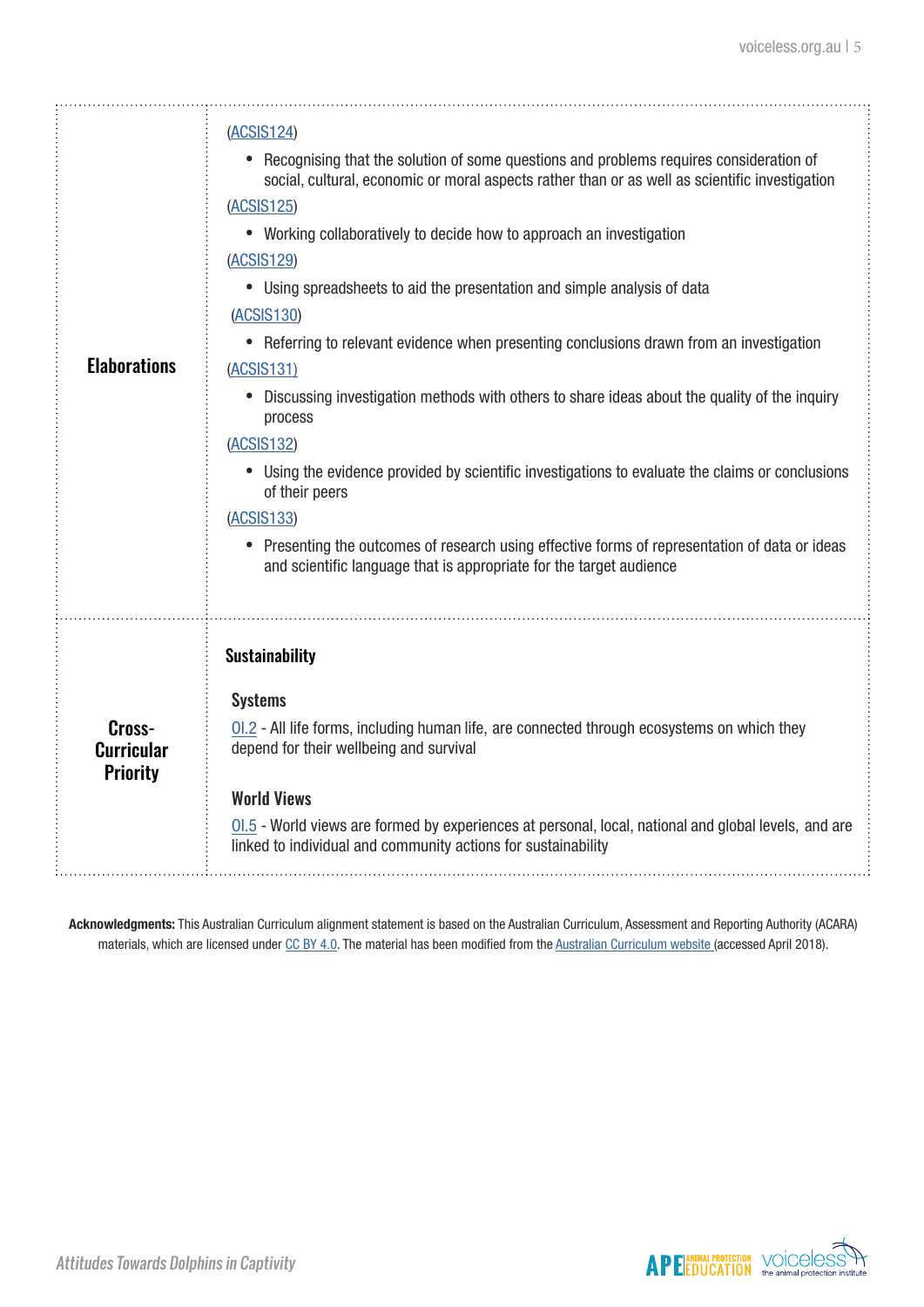| | |
|---|---|
| **Elaborations** | (ACSIS124)<br>• Recognising that the solution of some questions and problems requires consideration of social, cultural, economic or moral aspects rather than or as well as scientific investigation<br>(ACSIS125)<br>• Working collaboratively to decide how to approach an investigation<br>(ACSIS129)<br>• Using spreadsheets to aid the presentation and simple analysis of data<br>(ACSIS130)<br>• Referring to relevant evidence when presenting conclusions drawn from an investigation<br>(ACSIS131)<br>• Discussing investigation methods with others to share ideas about the quality of the inquiry process<br>(ACSIS132)<br>• Using the evidence provided by scientific investigations to evaluate the claims or conclusions of their peers<br>(ACSIS133)<br>• Presenting the outcomes of research using effective forms of representation of data or ideas and scientific language that is appropriate for the target audience |
| **Cross-Curricular Priority** | **Sustainability**<br><br>**Systems**<br>OI.2 - All life forms, including human life, are connected through ecosystems on which they depend for their wellbeing and survival<br><br>**World Views**<br>OI.5 - World views are formed by experiences at personal, local, national and global levels, and are linked to individual and community actions for sustainability |

**Acknowledgments:** This Australian Curriculum alignment statement is based on the Australian Curriculum, Assessment and Reporting Authority (ACARA) materials, which are licensed under CC BY 4.0. The material has been modified from the Australian Curriculum website (accessed April 2018).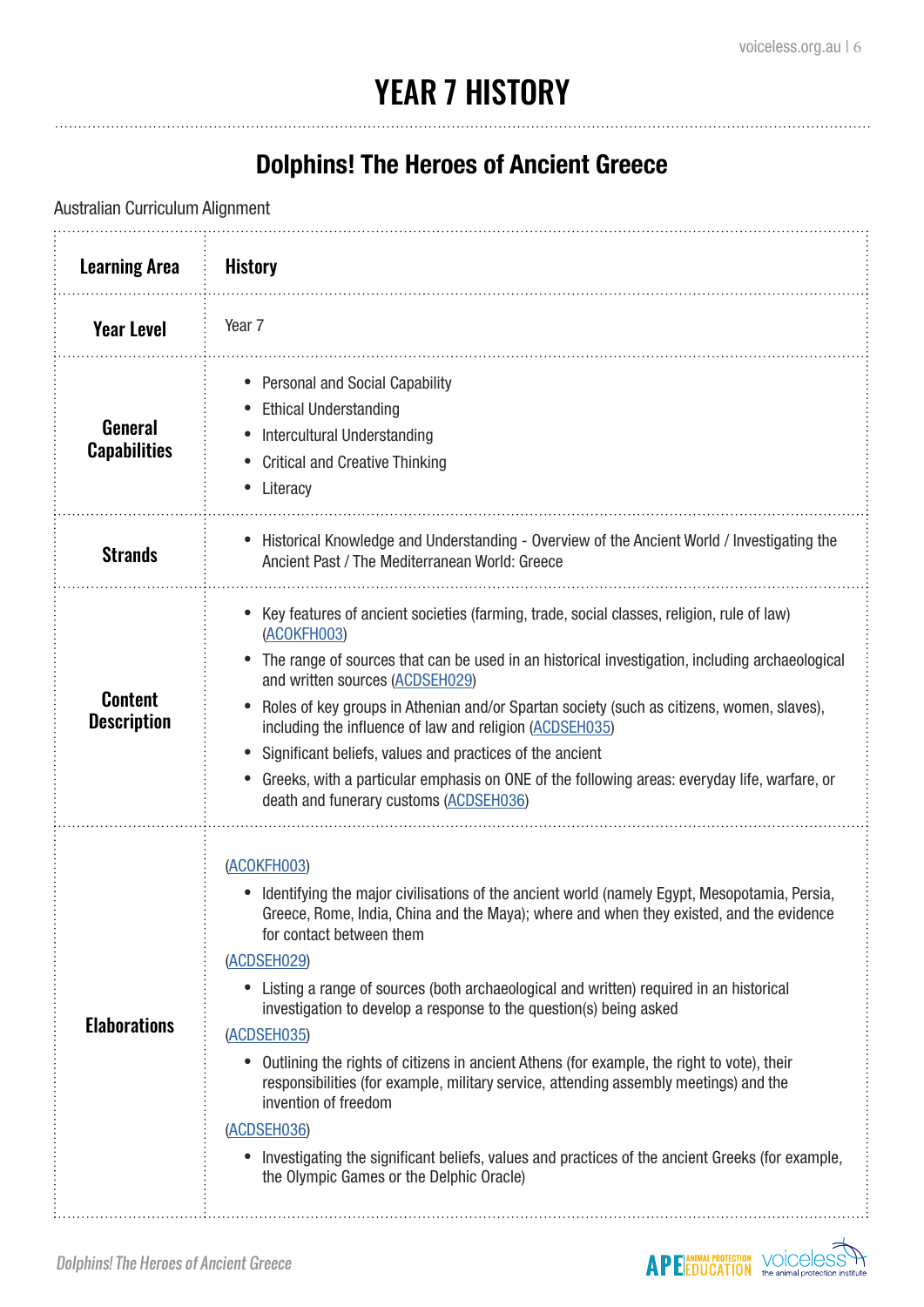# YEAR 7 HISTORY

## Dolphins! The Heroes of Ancient Greece

Australian Curriculum Alignment

| **Learning Area** | **History** |
|---|---|
| **Year Level** | Year 7 |
| **General Capabilities** | • Personal and Social Capability<br>• Ethical Understanding<br>• Intercultural Understanding<br>• Critical and Creative Thinking<br>• Literacy |
| **Strands** | • Historical Knowledge and Understanding - Overview of the Ancient World / Investigating the Ancient Past / The Mediterranean World: Greece |
| **Content Description** | • Key features of ancient societies (farming, trade, social classes, religion, rule of law) (ACOKFH003)<br>• The range of sources that can be used in an historical investigation, including archaeological and written sources (ACDSEH029)<br>• Roles of key groups in Athenian and/or Spartan society (such as citizens, women, slaves), including the influence of law and religion (ACDSEH035)<br>• Significant beliefs, values and practices of the ancient<br>• Greeks, with a particular emphasis on ONE of the following areas: everyday life, warfare, or death and funerary customs (ACDSEH036) |
| **Elaborations** | (ACOKFH003)<br>• Identifying the major civilisations of the ancient world (namely Egypt, Mesopotamia, Persia, Greece, Rome, India, China and the Maya); where and when they existed, and the evidence for contact between them<br>(ACDSEH029)<br>• Listing a range of sources (both archaeological and written) required in an historical investigation to develop a response to the question(s) being asked<br>(ACDSEH035)<br>• Outlining the rights of citizens in ancient Athens (for example, the right to vote), their responsibilities (for example, military service, attending assembly meetings) and the invention of freedom<br>(ACDSEH036)<br>• Investigating the significant beliefs, values and practices of the ancient Greeks (for example, the Olympic Games or the Delphic Oracle) |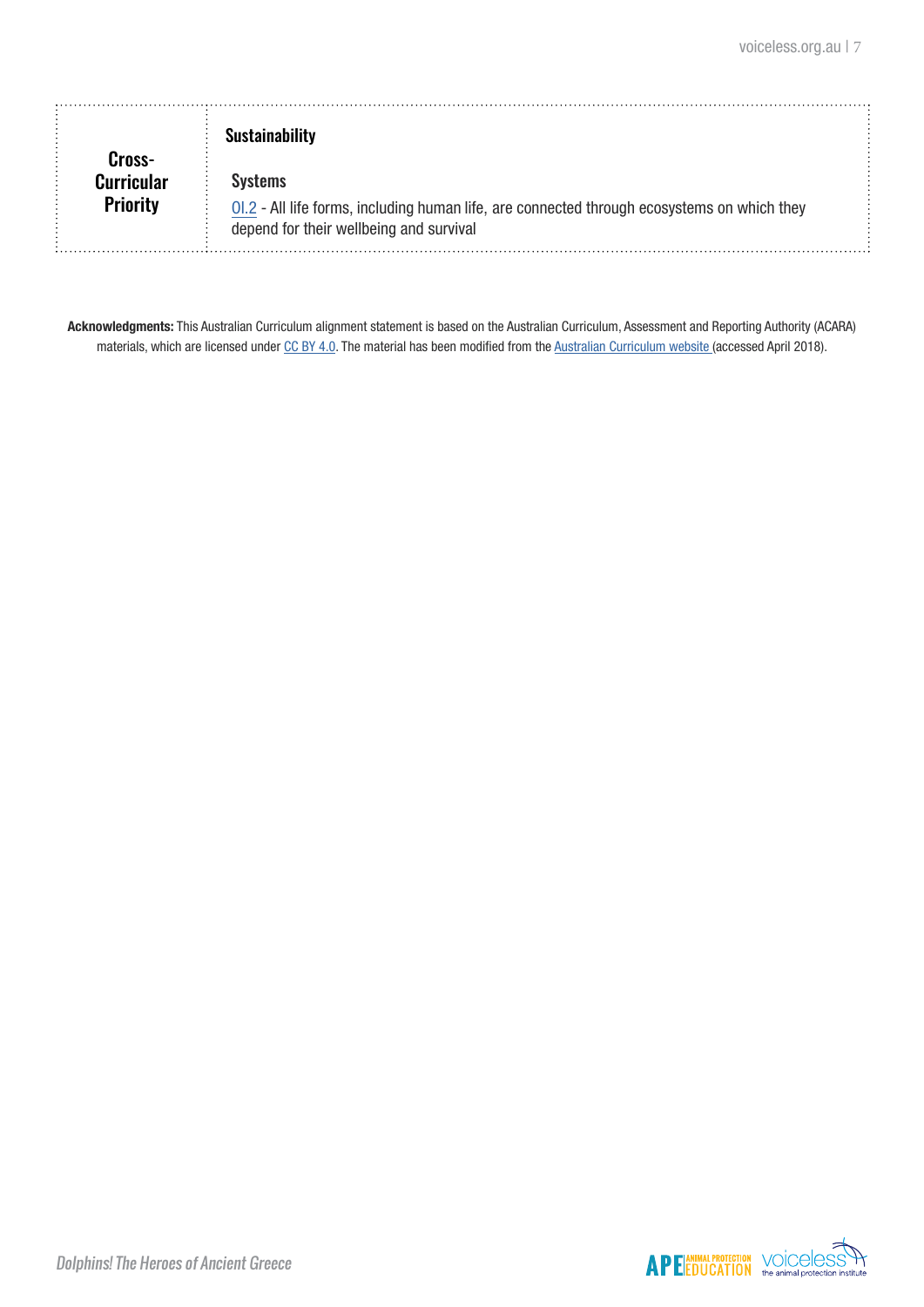| Cross-Curricular Priority | **Sustainability**<br><br>**Systems**<br>OI.2 - All life forms, including human life, are connected through ecosystems on which they depend for their wellbeing and survival |
|---|---|

**Acknowledgments:** This Australian Curriculum alignment statement is based on the Australian Curriculum, Assessment and Reporting Authority (ACARA) materials, which are licensed under CC BY 4.0. The material has been modified from the Australian Curriculum website (accessed April 2018).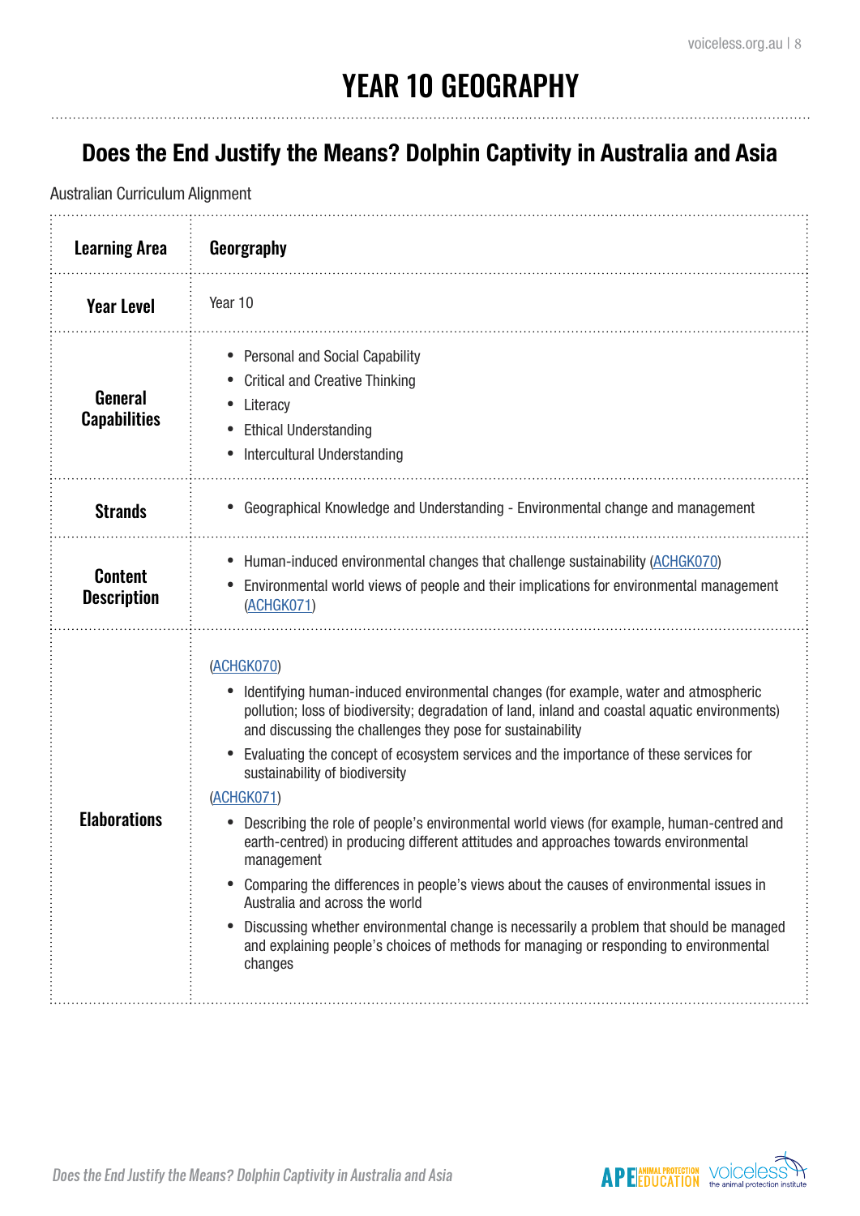# YEAR 10 GEOGRAPHY

## Does the End Justify the Means? Dolphin Captivity in Australia and Asia

Australian Curriculum Alignment

| **Learning Area** | **Georgraphy** |
|---|---|
| **Year Level** | Year 10 |
| **General Capabilities** | • Personal and Social Capability<br>• Critical and Creative Thinking<br>• Literacy<br>• Ethical Understanding<br>• Intercultural Understanding |
| **Strands** | • Geographical Knowledge and Understanding - Environmental change and management |
| **Content Description** | • Human-induced environmental changes that challenge sustainability (ACHGK070)<br>• Environmental world views of people and their implications for environmental management (ACHGK071) |
| **Elaborations** | (ACHGK070)<br>• Identifying human-induced environmental changes (for example, water and atmospheric pollution; loss of biodiversity; degradation of land, inland and coastal aquatic environments) and discussing the challenges they pose for sustainability<br>• Evaluating the concept of ecosystem services and the importance of these services for sustainability of biodiversity<br>(ACHGK071)<br>• Describing the role of people's environmental world views (for example, human-centred and earth-centred) in producing different attitudes and approaches towards environmental management<br>• Comparing the differences in people's views about the causes of environmental issues in Australia and across the world<br>• Discussing whether environmental change is necessarily a problem that should be managed and explaining people's choices of methods for managing or responding to environmental changes |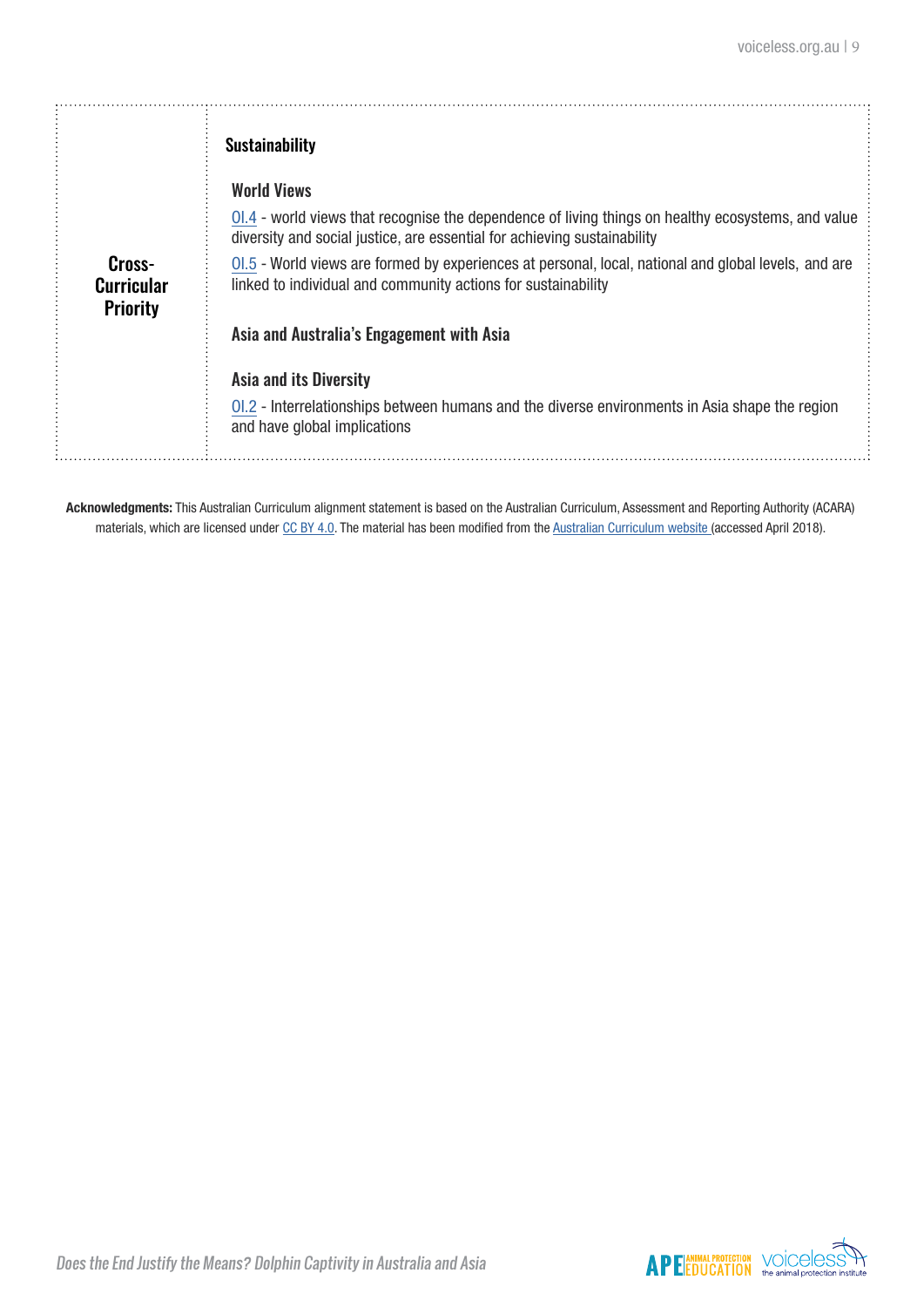| | |
|---|---|
| **Cross-Curricular Priority** | **Sustainability**<br><br>**World Views**<br><br>OI.4 - world views that recognise the dependence of living things on healthy ecosystems, and value diversity and social justice, are essential for achieving sustainability<br><br>OI.5 - World views are formed by experiences at personal, local, national and global levels, and are linked to individual and community actions for sustainability<br><br>**Asia and Australia's Engagement with Asia**<br><br>**Asia and its Diversity**<br><br>OI.2 - Interrelationships between humans and the diverse environments in Asia shape the region and have global implications |

**Acknowledgments:** This Australian Curriculum alignment statement is based on the Australian Curriculum, Assessment and Reporting Authority (ACARA) materials, which are licensed under CC BY 4.0. The material has been modified from the Australian Curriculum website (accessed April 2018).